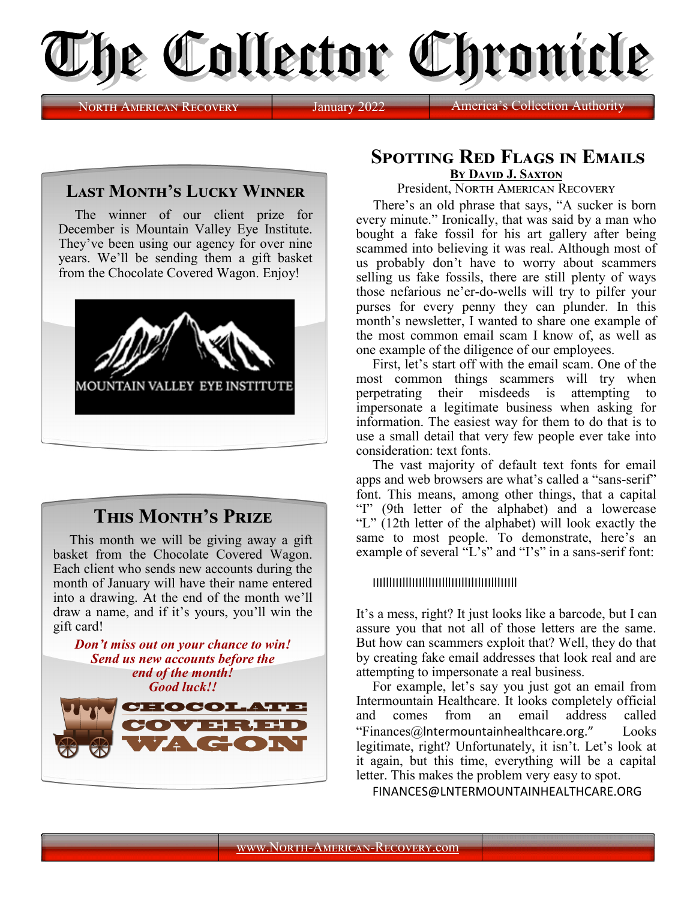# The Collector Chronicle

North American Recovery | January 2022 | America's Collection Authority

## Last Month's Lucky Winner

The winner of our client prize for December is Mountain Valley Eye Institute. They've been using our agency for over nine years. We'll be sending them a gift basket from the Chocolate Covered Wagon. Enjoy!

MOUNTAIN VALLEY EYE INSTITUTE

## This Month's Prize

This month we will be giving away a gift basket from the Chocolate Covered Wagon. Each client who sends new accounts during the month of January will have their name entered into a drawing. At the end of the month we'll draw a name, and if it's yours, you'll win the gift card!

***Don't miss out on your chance to win! Send us new accounts before the end of the month! Good luck!!***

CHOCOLATE COVERED WAGON

## Spotting Red Flags in Emails

**By David J. Saxton**

President, North American Recovery

There's an old phrase that says, "A sucker is born every minute." Ironically, that was said by a man who bought a fake fossil for his art gallery after being scammed into believing it was real. Although most of us probably don't have to worry about scammers selling us fake fossils, there are still plenty of ways those nefarious ne'er-do-wells will try to pilfer your purses for every penny they can plunder. In this month's newsletter, I wanted to share one example of the most common email scam I know of, as well as one example of the diligence of our employees.

First, let's start off with the email scam. One of the most common things scammers will try when perpetrating their misdeeds is attempting to impersonate a legitimate business when asking for information. The easiest way for them to do that is to use a small detail that very few people ever take into consideration: text fonts.

The vast majority of default text fonts for email apps and web browsers are what's called a "sans-serif" font. This means, among other things, that a capital "I" (9th letter of the alphabet) and a lowercase "L" (12th letter of the alphabet) will look exactly the same to most people. To demonstrate, here's an example of several "L's" and "I's" in a sans-serif font:

IlllIIlIlIlIIIllIlIIlIlllIlIlIIlIlIIlIlIllIlI

It's a mess, right? It just looks like a barcode, but I can assure you that not all of those letters are the same. But how can scammers exploit that? Well, they do that by creating fake email addresses that look real and are attempting to impersonate a real business.

For example, let's say you just got an email from Intermountain Healthcare. It looks completely official and comes from an email address called "Finances@lntermountainhealthcare.org." Looks legitimate, right? Unfortunately, it isn't. Let's look at it again, but this time, everything will be a capital letter. This makes the problem very easy to spot.

FINANCES@LNTERMOUNTAINHEALTHCARE.ORG

www.North-American-Recovery.com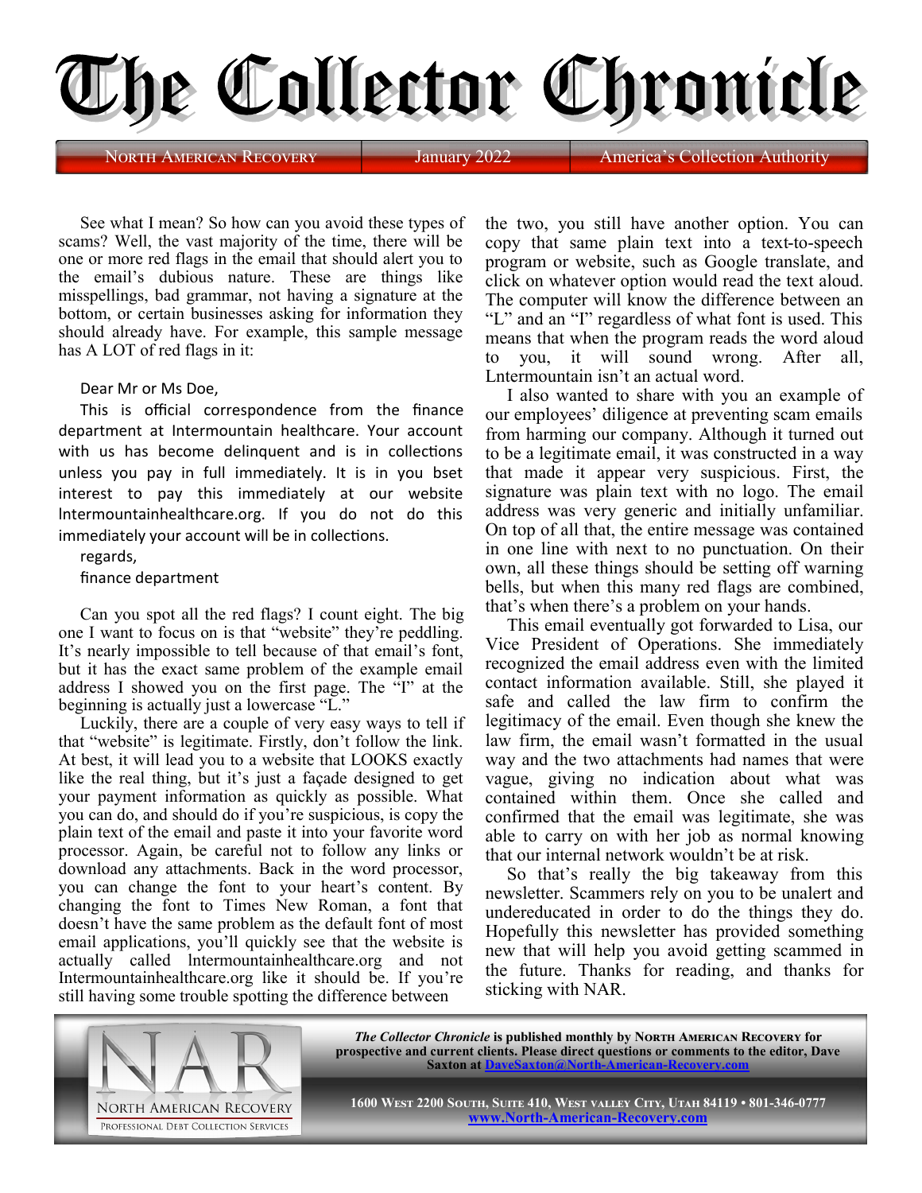# The Collector Chronicle

North American Recovery | January 2022 | America's Collection Authority

See what I mean? So how can you avoid these types of scams? Well, the vast majority of the time, there will be one or more red flags in the email that should alert you to the email's dubious nature. These are things like misspellings, bad grammar, not having a signature at the bottom, or certain businesses asking for information they should already have. For example, this sample message has A LOT of red flags in it:

> Dear Mr or Ms Doe,
>
> This is official correspondence from the finance department at Intermountain healthcare. Your account with us has become delinquent and is in collections unless you pay in full immediately. It is in you bset interest to pay this immediately at our website lntermountainhealthcare.org. If you do not do this immediately your account will be in collections.
>
> regards,
>
> finance department

Can you spot all the red flags? I count eight. The big one I want to focus on is that "website" they're peddling. It's nearly impossible to tell because of that email's font, but it has the exact same problem of the example email address I showed you on the first page. The "I" at the beginning is actually just a lowercase "L."

Luckily, there are a couple of very easy ways to tell if that "website" is legitimate. Firstly, don't follow the link. At best, it will lead you to a website that LOOKS exactly like the real thing, but it's just a façade designed to get your payment information as quickly as possible. What you can do, and should do if you're suspicious, is copy the plain text of the email and paste it into your favorite word processor. Again, be careful not to follow any links or download any attachments. Back in the word processor, you can change the font to your heart's content. By changing the font to Times New Roman, a font that doesn't have the same problem as the default font of most email applications, you'll quickly see that the website is actually called lntermountainhealthcare.org and not Intermountainhealthcare.org like it should be. If you're still having some trouble spotting the difference between the two, you still have another option. You can copy that same plain text into a text-to-speech program or website, such as Google translate, and click on whatever option would read the text aloud. The computer will know the difference between an "L" and an "I" regardless of what font is used. This means that when the program reads the word aloud to you, it will sound wrong. After all, Lntermountain isn't an actual word.

I also wanted to share with you an example of our employees' diligence at preventing scam emails from harming our company. Although it turned out to be a legitimate email, it was constructed in a way that made it appear very suspicious. First, the signature was plain text with no logo. The email address was very generic and initially unfamiliar. On top of all that, the entire message was contained in one line with next to no punctuation. On their own, all these things should be setting off warning bells, but when this many red flags are combined, that's when there's a problem on your hands.

This email eventually got forwarded to Lisa, our Vice President of Operations. She immediately recognized the email address even with the limited contact information available. Still, she played it safe and called the law firm to confirm the legitimacy of the email. Even though she knew the law firm, the email wasn't formatted in the usual way and the two attachments had names that were vague, giving no indication about what was contained within them. Once she called and confirmed that the email was legitimate, she was able to carry on with her job as normal knowing that our internal network wouldn't be at risk.

So that's really the big takeaway from this newsletter. Scammers rely on you to be unalert and undereducated in order to do the things they do. Hopefully this newsletter has provided something new that will help you avoid getting scammed in the future. Thanks for reading, and thanks for sticking with NAR.

NAR
North American Recovery
Professional Debt Collection Services

***The Collector Chronicle* is published monthly by North American Recovery for prospective and current clients. Please direct questions or comments to the editor, Dave Saxton at [DaveSaxton@North-American-Recovery.com](mailto:DaveSaxton@North-American-Recovery.com)**

**1600 West 2200 South, Suite 410, West valley City, Utah 84119 • 801-346-0777**
**[www.North-American-Recovery.com](http://www.North-American-Recovery.com)**